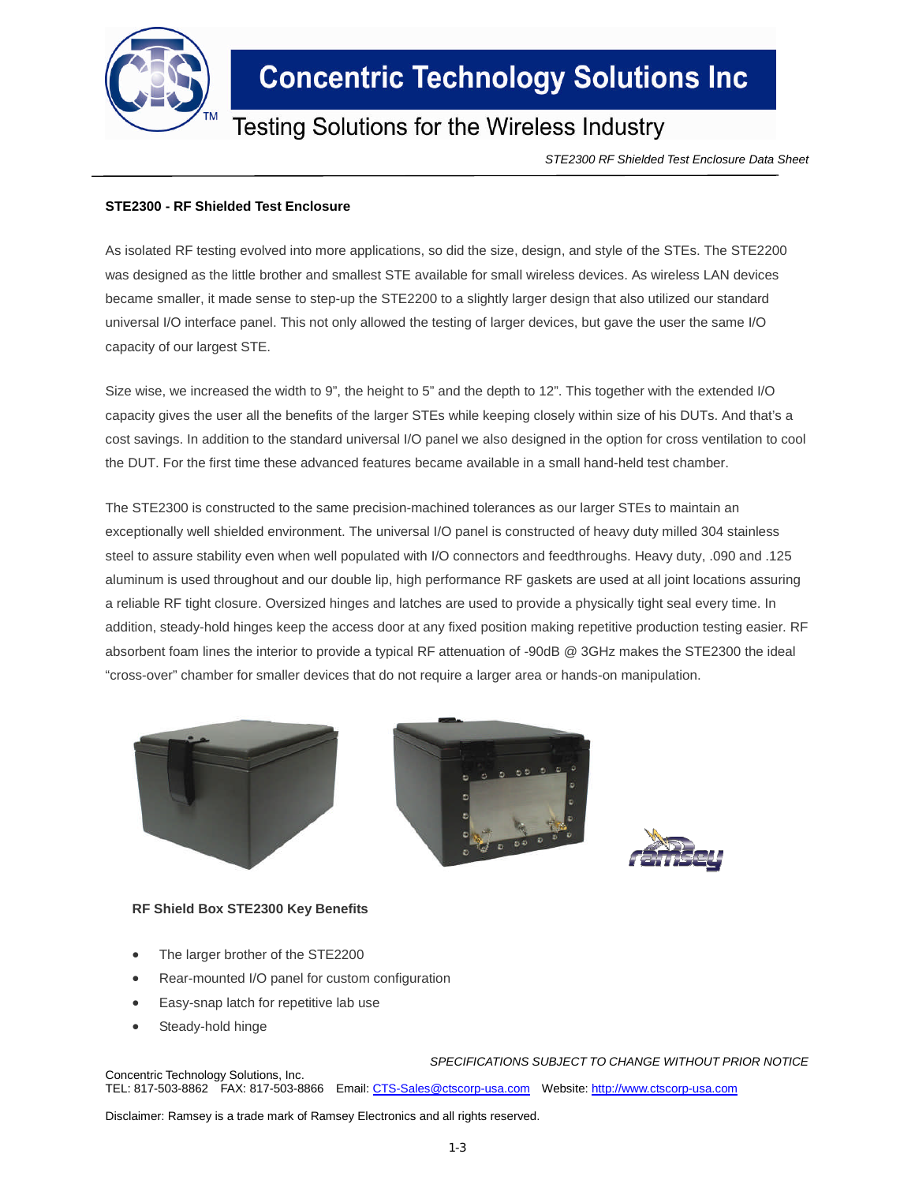Concentric Technology Solutions Inc

Testing Solutions for the Wireless Industry

*STE2300 RF Shielded Test Enclosure Data Sheet*

**STE2300 - RF Shielded Test Enclosure**

As isolated RF testing evolved into more applications, so did the size, design, and style of the STEs. The STE2200 was designed as the little brother and smallest STE available for small wireless devices. As wireless LAN devices became smaller, it made sense to step-up the STE2200 to a slightly larger design that also utilized our standard universal I/O interface panel. This not only allowed the testing of larger devices, but gave the user the same I/O capacity of our largest STE.

Size wise, we increased the width to 9", the height to 5" and the depth to 12". This together with the extended I/O capacity gives the user all the benefits of the larger STEs while keeping closely within size of his DUTs. And that's a cost savings. In addition to the standard universal I/O panel we also designed in the option for cross ventilation to cool the DUT. For the first time these advanced features became available in a small hand-held test chamber.

The STE2300 is constructed to the same precision-machined tolerances as our larger STEs to maintain an exceptionally well shielded environment. The universal I/O panel is constructed of heavy duty milled 304 stainless steel to assure stability even when well populated with I/O connectors and feedthroughs. Heavy duty, .090 and .125 aluminum is used throughout and our double lip, high performance RF gaskets are used at all joint locations assuring a reliable RF tight closure. Oversized hinges and latches are used to provide a physically tight seal every time. In addition, steady-hold hinges keep the access door at any fixed position making repetitive production testing easier. RF absorbent foam lines the interior to provide a typical RF attenuation of -90dB @ 3GHz makes the STE2300 the ideal "cross-over" chamber for smaller devices that do not require a larger area or hands-on manipulation.

**RF Shield Box STE2300 Key Benefits**

- The larger brother of the STE2200
- Rear-mounted I/O panel for custom configuration
- Easy-snap latch for repetitive lab use
- Steady-hold hinge

*SPECIFICATIONS SUBJECT TO CHANGE WITHOUT PRIOR NOTICE*

Concentric Technology Solutions, Inc.
TEL: 817-503-8862 FAX: 817-503-8866 Email: CTS-Sales@ctscorp-usa.com Website: http://www.ctscorp-usa.com

Disclaimer: Ramsey is a trade mark of Ramsey Electronics and all rights reserved.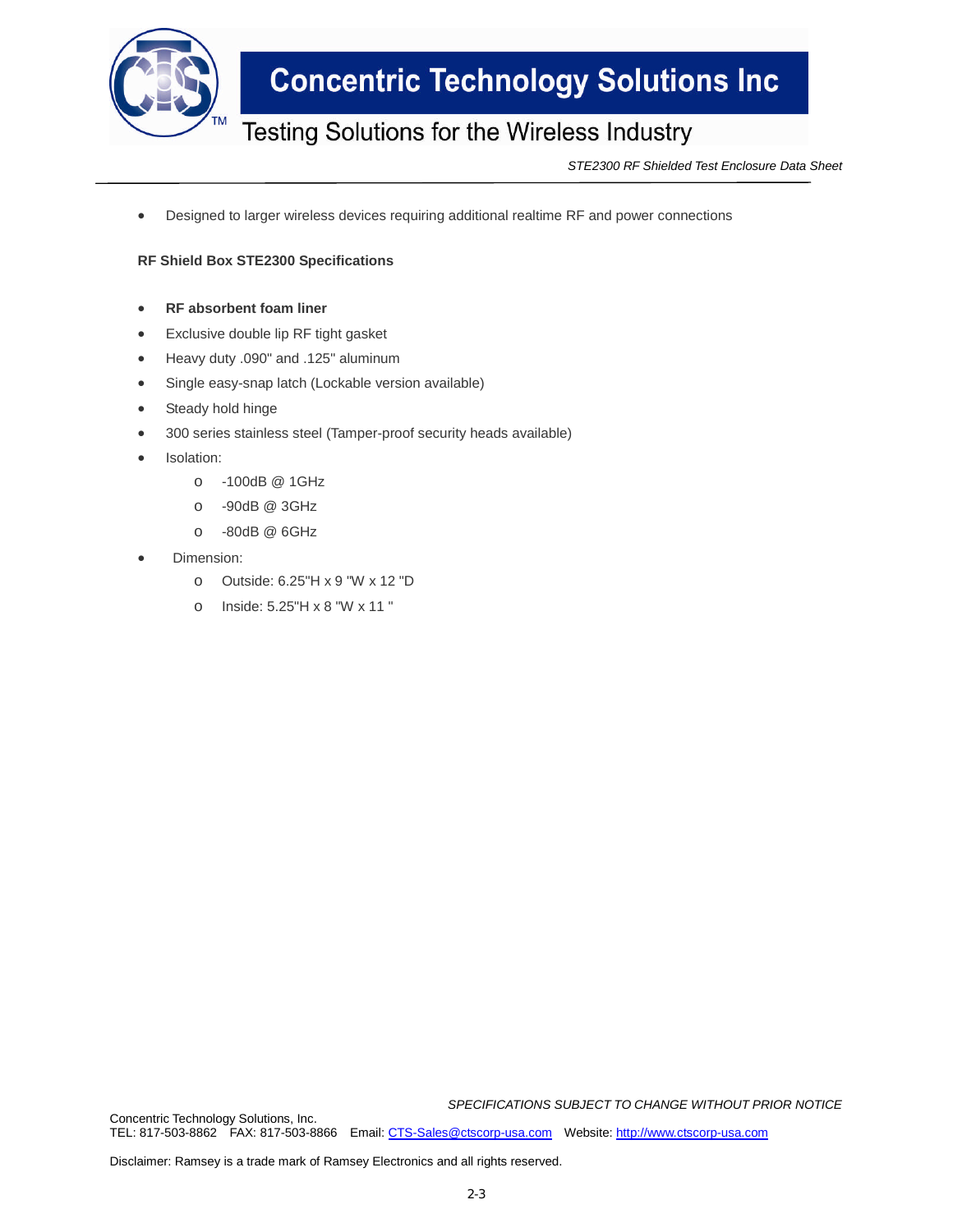- Designed to larger wireless devices requiring additional realtime RF and power connections

**RF Shield Box STE2300 Specifications**

- **RF absorbent foam liner**
- Exclusive double lip RF tight gasket
- Heavy duty .090" and .125" aluminum
- Single easy-snap latch (Lockable version available)
- Steady hold hinge
- 300 series stainless steel (Tamper-proof security heads available)
- Isolation:
  - -100dB @ 1GHz
  - -90dB @ 3GHz
  - -80dB @ 6GHz
- Dimension:
  - Outside: 6.25"H x 9 "W x 12 "D
  - Inside: 5.25"H x 8 "W x 11 "

*SPECIFICATIONS SUBJECT TO CHANGE WITHOUT PRIOR NOTICE*

Concentric Technology Solutions, Inc.
TEL: 817-503-8862 FAX: 817-503-8866 Email: CTS-Sales@ctscorp-usa.com Website: http://www.ctscorp-usa.com

Disclaimer: Ramsey is a trade mark of Ramsey Electronics and all rights reserved.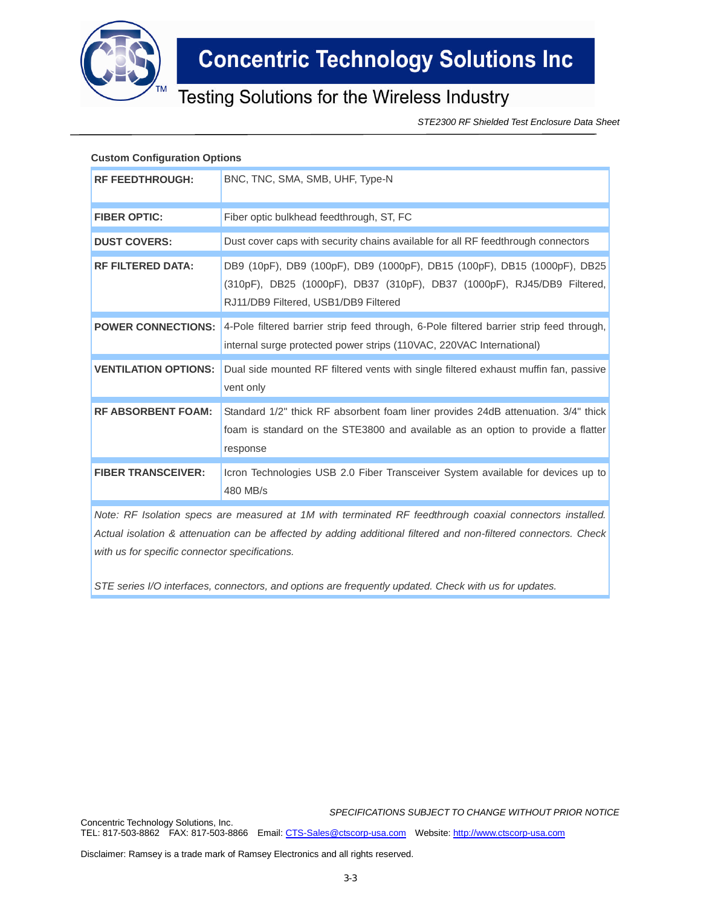**Custom Configuration Options**

| | |
|---|---|
| **RF FEEDTHROUGH:** | BNC, TNC, SMA, SMB, UHF, Type-N |
| **FIBER OPTIC:** | Fiber optic bulkhead feedthrough, ST, FC |
| **DUST COVERS:** | Dust cover caps with security chains available for all RF feedthrough connectors |
| **RF FILTERED DATA:** | DB9 (10pF), DB9 (100pF), DB9 (1000pF), DB15 (100pF), DB15 (1000pF), DB25 (310pF), DB25 (1000pF), DB37 (310pF), DB37 (1000pF), RJ45/DB9 Filtered, RJ11/DB9 Filtered, USB1/DB9 Filtered |
| **POWER CONNECTIONS:** | 4-Pole filtered barrier strip feed through, 6-Pole filtered barrier strip feed through, internal surge protected power strips (110VAC, 220VAC International) |
| **VENTILATION OPTIONS:** | Dual side mounted RF filtered vents with single filtered exhaust muffin fan, passive vent only |
| **RF ABSORBENT FOAM:** | Standard 1/2" thick RF absorbent foam liner provides 24dB attenuation. 3/4" thick foam is standard on the STE3800 and available as an option to provide a flatter response |
| **FIBER TRANSCEIVER:** | Icron Technologies USB 2.0 Fiber Transceiver System available for devices up to 480 MB/s |

*Note: RF Isolation specs are measured at 1M with terminated RF feedthrough coaxial connectors installed. Actual isolation & attenuation can be affected by adding additional filtered and non-filtered connectors. Check with us for specific connector specifications.*

*STE series I/O interfaces, connectors, and options are frequently updated. Check with us for updates.*

*SPECIFICATIONS SUBJECT TO CHANGE WITHOUT PRIOR NOTICE*

Concentric Technology Solutions, Inc.
TEL: 817-503-8862 FAX: 817-503-8866 Email: CTS-Sales@ctscorp-usa.com Website: http://www.ctscorp-usa.com

Disclaimer: Ramsey is a trade mark of Ramsey Electronics and all rights reserved.